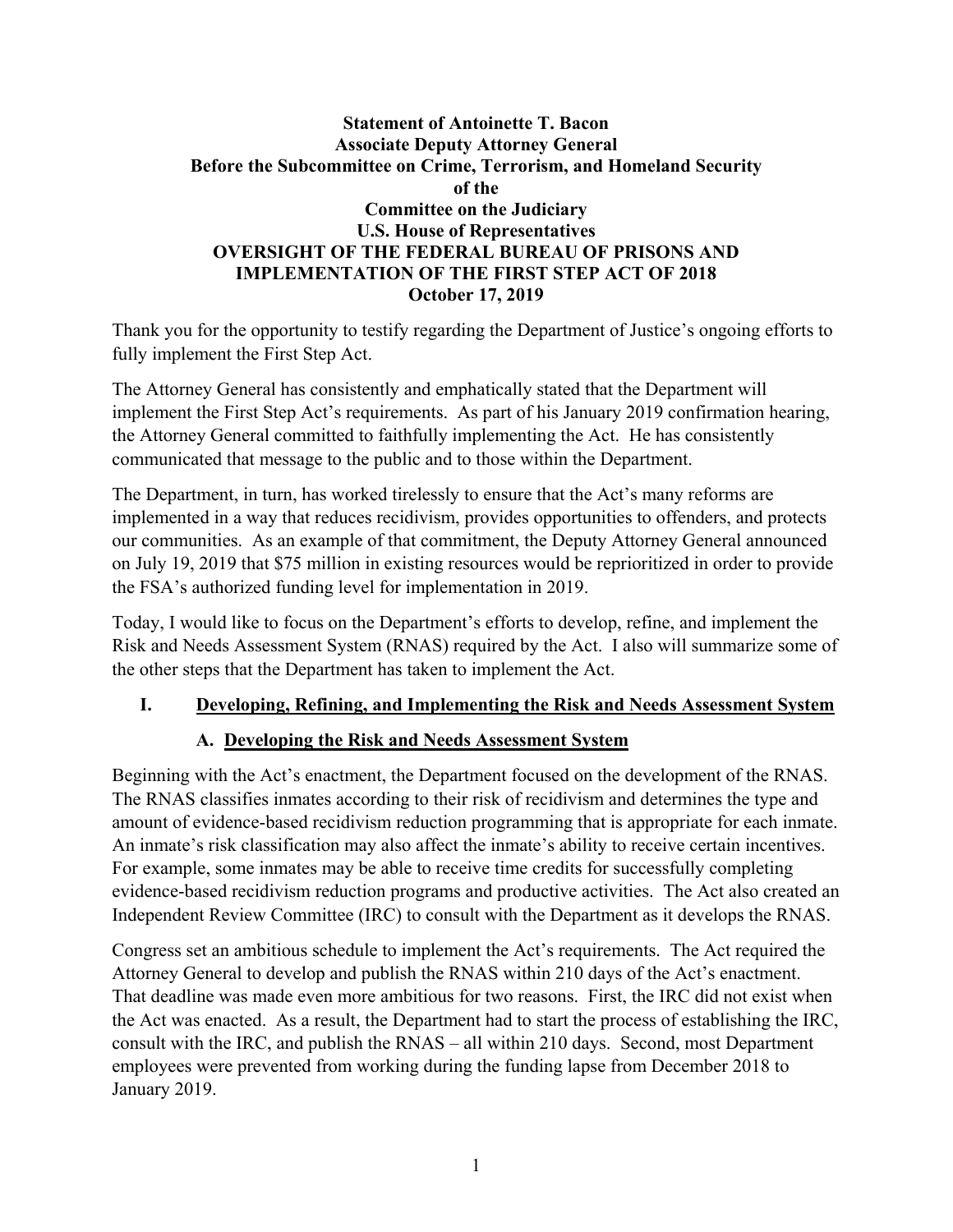**Statement of Antoinette T. Bacon**
**Associate Deputy Attorney General**
**Before the Subcommittee on Crime, Terrorism, and Homeland Security**
**of the**
**Committee on the Judiciary**
**U.S. House of Representatives**
**OVERSIGHT OF THE FEDERAL BUREAU OF PRISONS AND IMPLEMENTATION OF THE FIRST STEP ACT OF 2018**
**October 17, 2019**

Thank you for the opportunity to testify regarding the Department of Justice's ongoing efforts to fully implement the First Step Act.

The Attorney General has consistently and emphatically stated that the Department will implement the First Step Act's requirements. As part of his January 2019 confirmation hearing, the Attorney General committed to faithfully implementing the Act. He has consistently communicated that message to the public and to those within the Department.

The Department, in turn, has worked tirelessly to ensure that the Act's many reforms are implemented in a way that reduces recidivism, provides opportunities to offenders, and protects our communities. As an example of that commitment, the Deputy Attorney General announced on July 19, 2019 that $75 million in existing resources would be reprioritized in order to provide the FSA's authorized funding level for implementation in 2019.

Today, I would like to focus on the Department's efforts to develop, refine, and implement the Risk and Needs Assessment System (RNAS) required by the Act. I also will summarize some of the other steps that the Department has taken to implement the Act.

## I. Developing, Refining, and Implementing the Risk and Needs Assessment System

### A. Developing the Risk and Needs Assessment System

Beginning with the Act's enactment, the Department focused on the development of the RNAS. The RNAS classifies inmates according to their risk of recidivism and determines the type and amount of evidence-based recidivism reduction programming that is appropriate for each inmate. An inmate's risk classification may also affect the inmate's ability to receive certain incentives. For example, some inmates may be able to receive time credits for successfully completing evidence-based recidivism reduction programs and productive activities. The Act also created an Independent Review Committee (IRC) to consult with the Department as it develops the RNAS.

Congress set an ambitious schedule to implement the Act's requirements. The Act required the Attorney General to develop and publish the RNAS within 210 days of the Act's enactment. That deadline was made even more ambitious for two reasons. First, the IRC did not exist when the Act was enacted. As a result, the Department had to start the process of establishing the IRC, consult with the IRC, and publish the RNAS – all within 210 days. Second, most Department employees were prevented from working during the funding lapse from December 2018 to January 2019.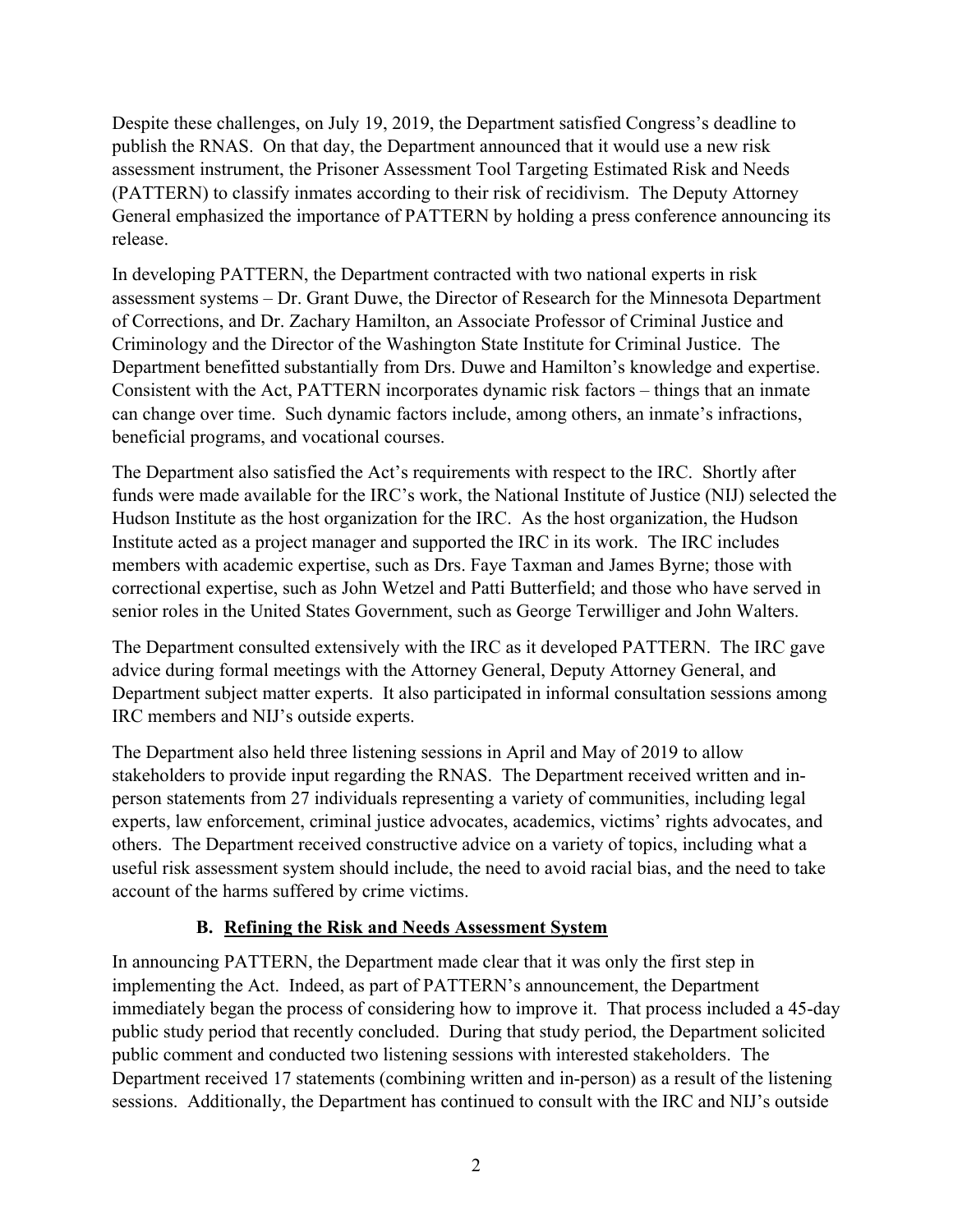Despite these challenges, on July 19, 2019, the Department satisfied Congress's deadline to publish the RNAS. On that day, the Department announced that it would use a new risk assessment instrument, the Prisoner Assessment Tool Targeting Estimated Risk and Needs (PATTERN) to classify inmates according to their risk of recidivism. The Deputy Attorney General emphasized the importance of PATTERN by holding a press conference announcing its release.

In developing PATTERN, the Department contracted with two national experts in risk assessment systems – Dr. Grant Duwe, the Director of Research for the Minnesota Department of Corrections, and Dr. Zachary Hamilton, an Associate Professor of Criminal Justice and Criminology and the Director of the Washington State Institute for Criminal Justice. The Department benefitted substantially from Drs. Duwe and Hamilton's knowledge and expertise. Consistent with the Act, PATTERN incorporates dynamic risk factors – things that an inmate can change over time. Such dynamic factors include, among others, an inmate's infractions, beneficial programs, and vocational courses.

The Department also satisfied the Act's requirements with respect to the IRC. Shortly after funds were made available for the IRC's work, the National Institute of Justice (NIJ) selected the Hudson Institute as the host organization for the IRC. As the host organization, the Hudson Institute acted as a project manager and supported the IRC in its work. The IRC includes members with academic expertise, such as Drs. Faye Taxman and James Byrne; those with correctional expertise, such as John Wetzel and Patti Butterfield; and those who have served in senior roles in the United States Government, such as George Terwilliger and John Walters.

The Department consulted extensively with the IRC as it developed PATTERN. The IRC gave advice during formal meetings with the Attorney General, Deputy Attorney General, and Department subject matter experts. It also participated in informal consultation sessions among IRC members and NIJ's outside experts.

The Department also held three listening sessions in April and May of 2019 to allow stakeholders to provide input regarding the RNAS. The Department received written and in-person statements from 27 individuals representing a variety of communities, including legal experts, law enforcement, criminal justice advocates, academics, victims' rights advocates, and others. The Department received constructive advice on a variety of topics, including what a useful risk assessment system should include, the need to avoid racial bias, and the need to take account of the harms suffered by crime victims.

### B. <u>Refining the Risk and Needs Assessment System</u>

In announcing PATTERN, the Department made clear that it was only the first step in implementing the Act. Indeed, as part of PATTERN's announcement, the Department immediately began the process of considering how to improve it. That process included a 45-day public study period that recently concluded. During that study period, the Department solicited public comment and conducted two listening sessions with interested stakeholders. The Department received 17 statements (combining written and in-person) as a result of the listening sessions. Additionally, the Department has continued to consult with the IRC and NIJ's outside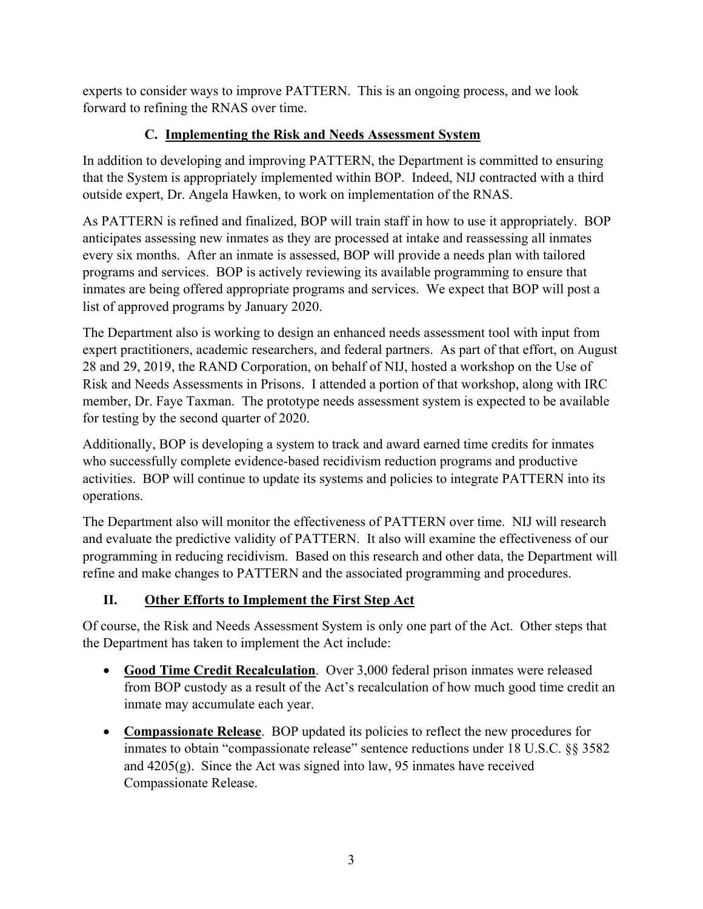experts to consider ways to improve PATTERN. This is an ongoing process, and we look forward to refining the RNAS over time.

### C. Implementing the Risk and Needs Assessment System

In addition to developing and improving PATTERN, the Department is committed to ensuring that the System is appropriately implemented within BOP. Indeed, NIJ contracted with a third outside expert, Dr. Angela Hawken, to work on implementation of the RNAS.

As PATTERN is refined and finalized, BOP will train staff in how to use it appropriately. BOP anticipates assessing new inmates as they are processed at intake and reassessing all inmates every six months. After an inmate is assessed, BOP will provide a needs plan with tailored programs and services. BOP is actively reviewing its available programming to ensure that inmates are being offered appropriate programs and services. We expect that BOP will post a list of approved programs by January 2020.

The Department also is working to design an enhanced needs assessment tool with input from expert practitioners, academic researchers, and federal partners. As part of that effort, on August 28 and 29, 2019, the RAND Corporation, on behalf of NIJ, hosted a workshop on the Use of Risk and Needs Assessments in Prisons. I attended a portion of that workshop, along with IRC member, Dr. Faye Taxman. The prototype needs assessment system is expected to be available for testing by the second quarter of 2020.

Additionally, BOP is developing a system to track and award earned time credits for inmates who successfully complete evidence-based recidivism reduction programs and productive activities. BOP will continue to update its systems and policies to integrate PATTERN into its operations.

The Department also will monitor the effectiveness of PATTERN over time. NIJ will research and evaluate the predictive validity of PATTERN. It also will examine the effectiveness of our programming in reducing recidivism. Based on this research and other data, the Department will refine and make changes to PATTERN and the associated programming and procedures.

## II. Other Efforts to Implement the First Step Act

Of course, the Risk and Needs Assessment System is only one part of the Act. Other steps that the Department has taken to implement the Act include:

- **Good Time Credit Recalculation**. Over 3,000 federal prison inmates were released from BOP custody as a result of the Act's recalculation of how much good time credit an inmate may accumulate each year.
- **Compassionate Release**. BOP updated its policies to reflect the new procedures for inmates to obtain "compassionate release" sentence reductions under 18 U.S.C. §§ 3582 and 4205(g). Since the Act was signed into law, 95 inmates have received Compassionate Release.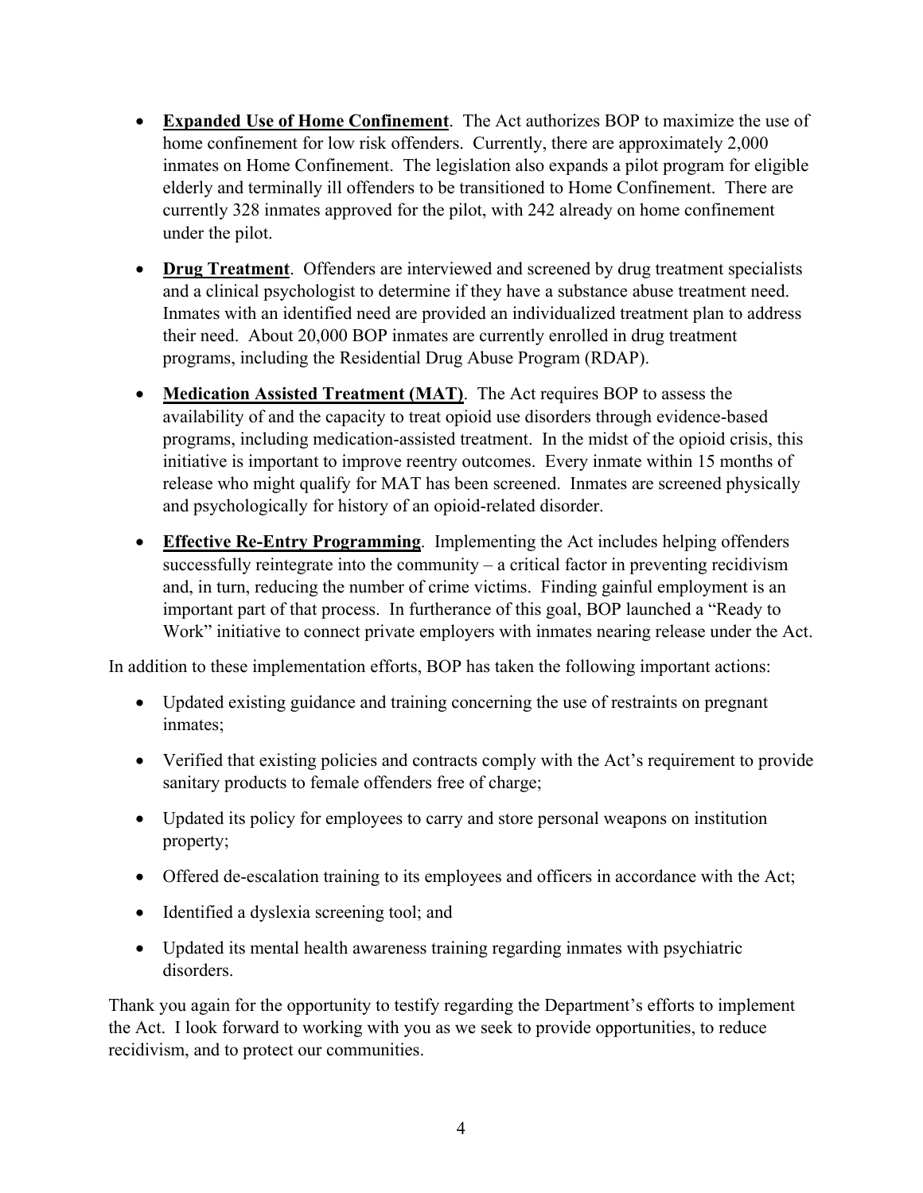- **Expanded Use of Home Confinement**. The Act authorizes BOP to maximize the use of home confinement for low risk offenders. Currently, there are approximately 2,000 inmates on Home Confinement. The legislation also expands a pilot program for eligible elderly and terminally ill offenders to be transitioned to Home Confinement. There are currently 328 inmates approved for the pilot, with 242 already on home confinement under the pilot.

- **Drug Treatment**. Offenders are interviewed and screened by drug treatment specialists and a clinical psychologist to determine if they have a substance abuse treatment need. Inmates with an identified need are provided an individualized treatment plan to address their need. About 20,000 BOP inmates are currently enrolled in drug treatment programs, including the Residential Drug Abuse Program (RDAP).

- **Medication Assisted Treatment (MAT)**. The Act requires BOP to assess the availability of and the capacity to treat opioid use disorders through evidence-based programs, including medication-assisted treatment. In the midst of the opioid crisis, this initiative is important to improve reentry outcomes. Every inmate within 15 months of release who might qualify for MAT has been screened. Inmates are screened physically and psychologically for history of an opioid-related disorder.

- **Effective Re-Entry Programming**. Implementing the Act includes helping offenders successfully reintegrate into the community – a critical factor in preventing recidivism and, in turn, reducing the number of crime victims. Finding gainful employment is an important part of that process. In furtherance of this goal, BOP launched a "Ready to Work" initiative to connect private employers with inmates nearing release under the Act.

In addition to these implementation efforts, BOP has taken the following important actions:

- Updated existing guidance and training concerning the use of restraints on pregnant inmates;
- Verified that existing policies and contracts comply with the Act's requirement to provide sanitary products to female offenders free of charge;
- Updated its policy for employees to carry and store personal weapons on institution property;
- Offered de-escalation training to its employees and officers in accordance with the Act;
- Identified a dyslexia screening tool; and
- Updated its mental health awareness training regarding inmates with psychiatric disorders.

Thank you again for the opportunity to testify regarding the Department's efforts to implement the Act. I look forward to working with you as we seek to provide opportunities, to reduce recidivism, and to protect our communities.